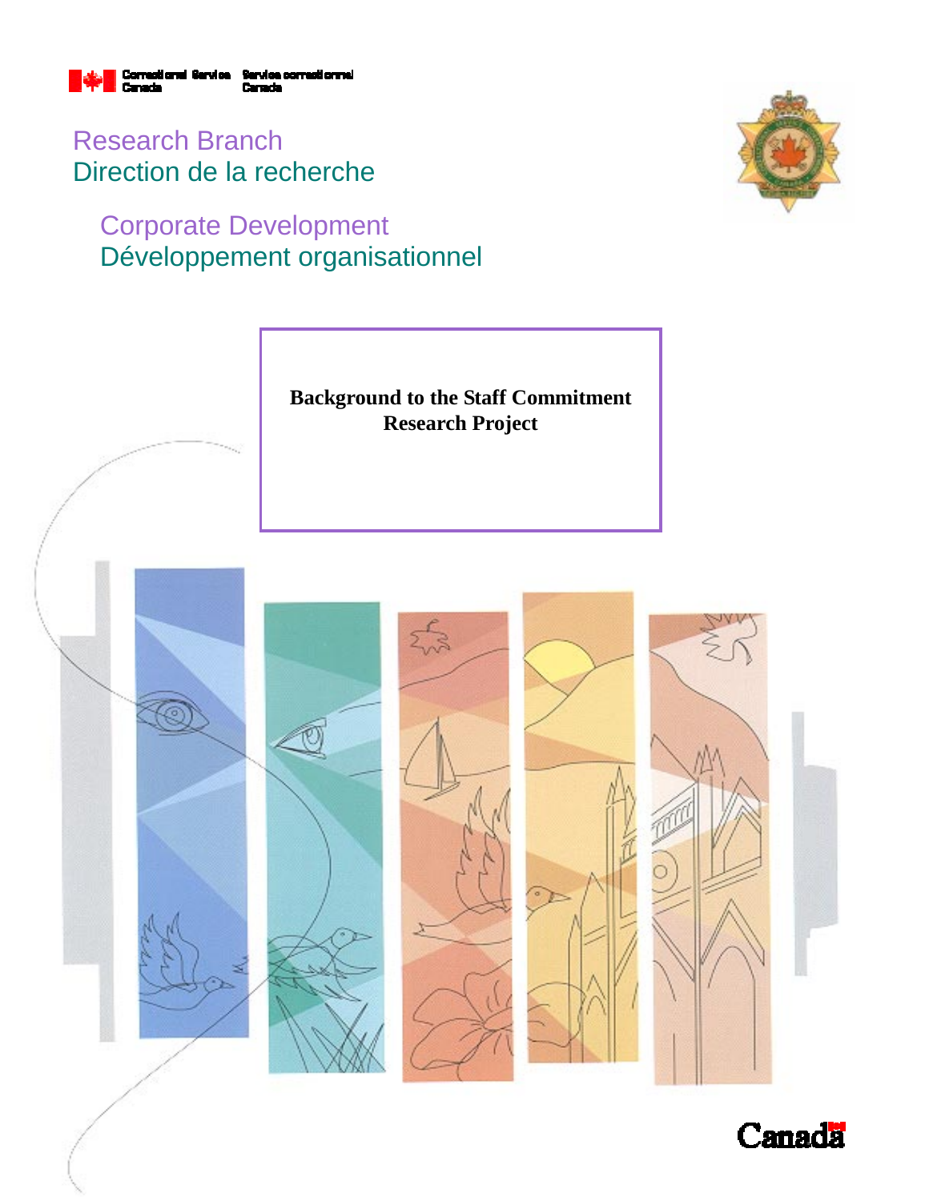Correctional Service Canada | Service correctionnel Canada

Research Branch
Direction de la recherche

Corporate Development
Développement organisationnel

# Background to the Staff Commitment Research Project

Canada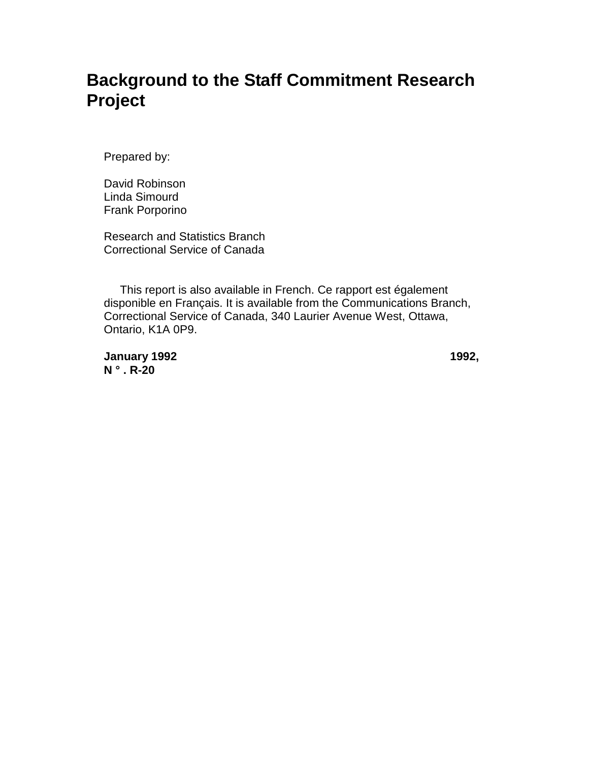# Background to the Staff Commitment Research Project

Prepared by:

David Robinson
Linda Simourd
Frank Porporino

Research and Statistics Branch
Correctional Service of Canada

This report is also available in French. Ce rapport est également disponible en Français. It is available from the Communications Branch, Correctional Service of Canada, 340 Laurier Avenue West, Ottawa, Ontario, K1A 0P9.

**January 1992** **1992, N ° . R-20**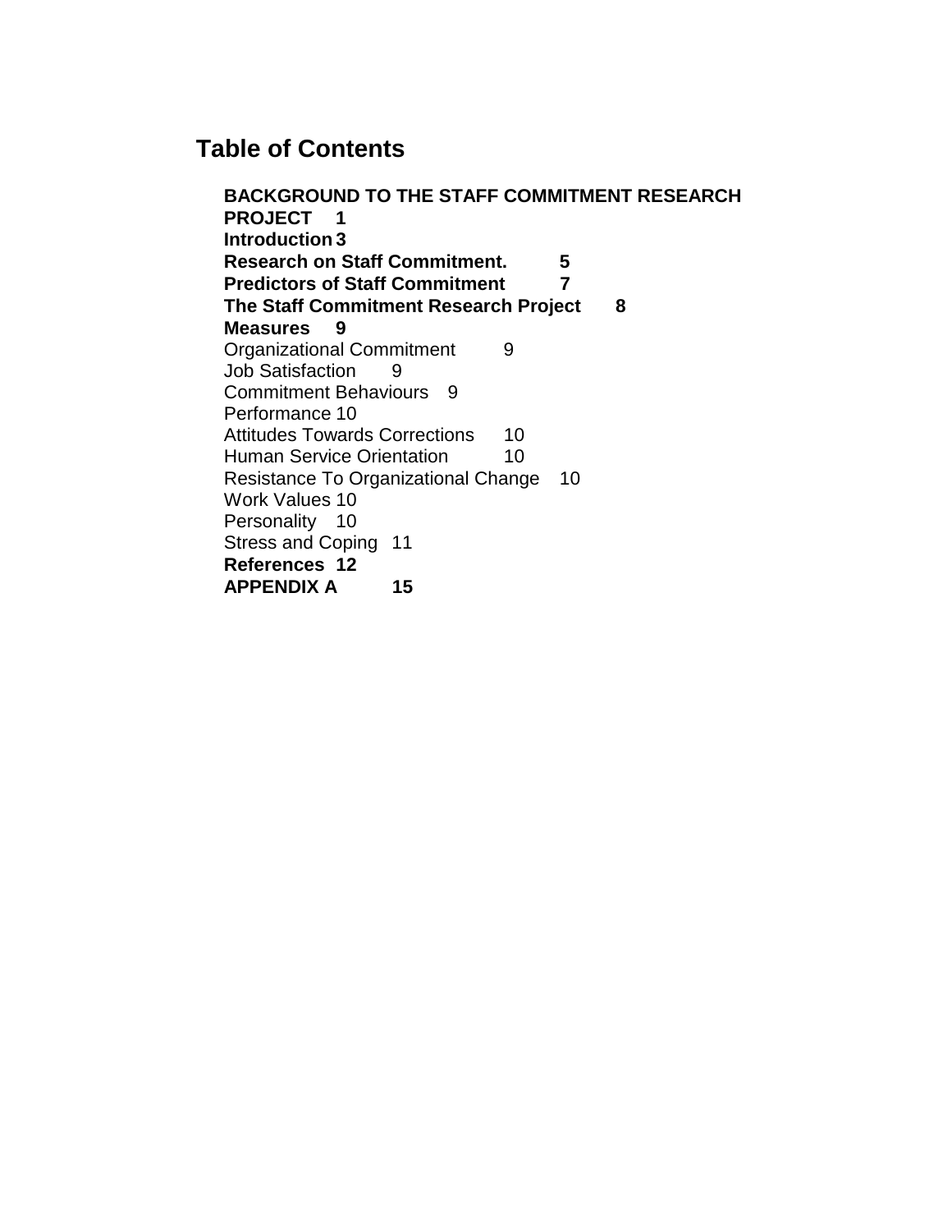# Table of Contents

**BACKGROUND TO THE STAFF COMMITMENT RESEARCH PROJECT 1**
**Introduction 3**
**Research on Staff Commitment. 5**
**Predictors of Staff Commitment 7**
**The Staff Commitment Research Project 8**
**Measures 9**
Organizational Commitment 9
Job Satisfaction 9
Commitment Behaviours 9
Performance 10
Attitudes Towards Corrections 10
Human Service Orientation 10
Resistance To Organizational Change 10
Work Values 10
Personality 10
Stress and Coping 11
**References 12**
**APPENDIX A 15**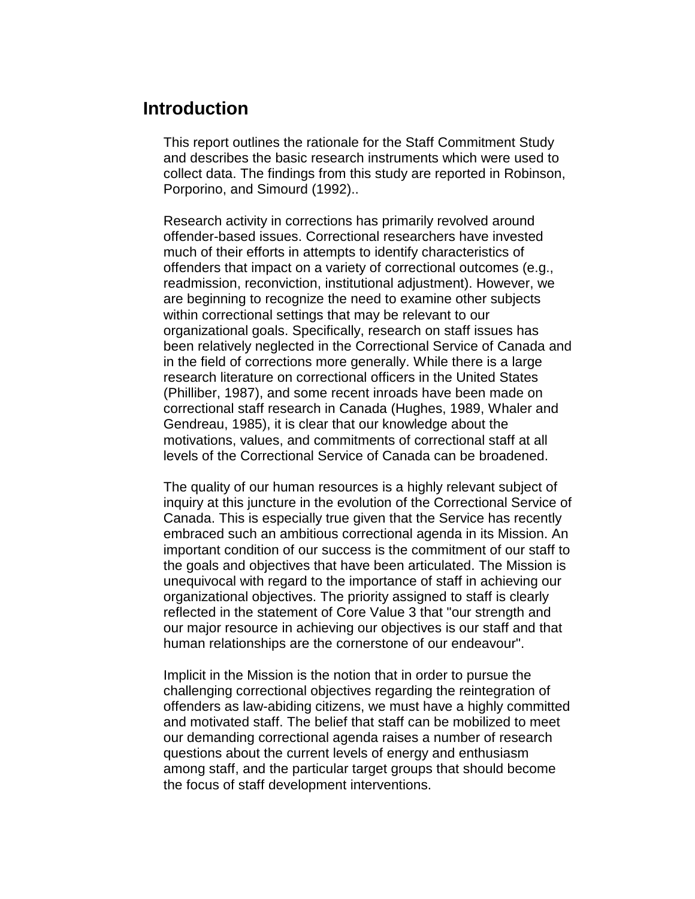## Introduction

This report outlines the rationale for the Staff Commitment Study and describes the basic research instruments which were used to collect data. The findings from this study are reported in Robinson, Porporino, and Simourd (1992)..

Research activity in corrections has primarily revolved around offender-based issues. Correctional researchers have invested much of their efforts in attempts to identify characteristics of offenders that impact on a variety of correctional outcomes (e.g., readmission, reconviction, institutional adjustment). However, we are beginning to recognize the need to examine other subjects within correctional settings that may be relevant to our organizational goals. Specifically, research on staff issues has been relatively neglected in the Correctional Service of Canada and in the field of corrections more generally. While there is a large research literature on correctional officers in the United States (Philliber, 1987), and some recent inroads have been made on correctional staff research in Canada (Hughes, 1989, Whaler and Gendreau, 1985), it is clear that our knowledge about the motivations, values, and commitments of correctional staff at all levels of the Correctional Service of Canada can be broadened.

The quality of our human resources is a highly relevant subject of inquiry at this juncture in the evolution of the Correctional Service of Canada. This is especially true given that the Service has recently embraced such an ambitious correctional agenda in its Mission. An important condition of our success is the commitment of our staff to the goals and objectives that have been articulated. The Mission is unequivocal with regard to the importance of staff in achieving our organizational objectives. The priority assigned to staff is clearly reflected in the statement of Core Value 3 that "our strength and our major resource in achieving our objectives is our staff and that human relationships are the cornerstone of our endeavour".

Implicit in the Mission is the notion that in order to pursue the challenging correctional objectives regarding the reintegration of offenders as law-abiding citizens, we must have a highly committed and motivated staff. The belief that staff can be mobilized to meet our demanding correctional agenda raises a number of research questions about the current levels of energy and enthusiasm among staff, and the particular target groups that should become the focus of staff development interventions.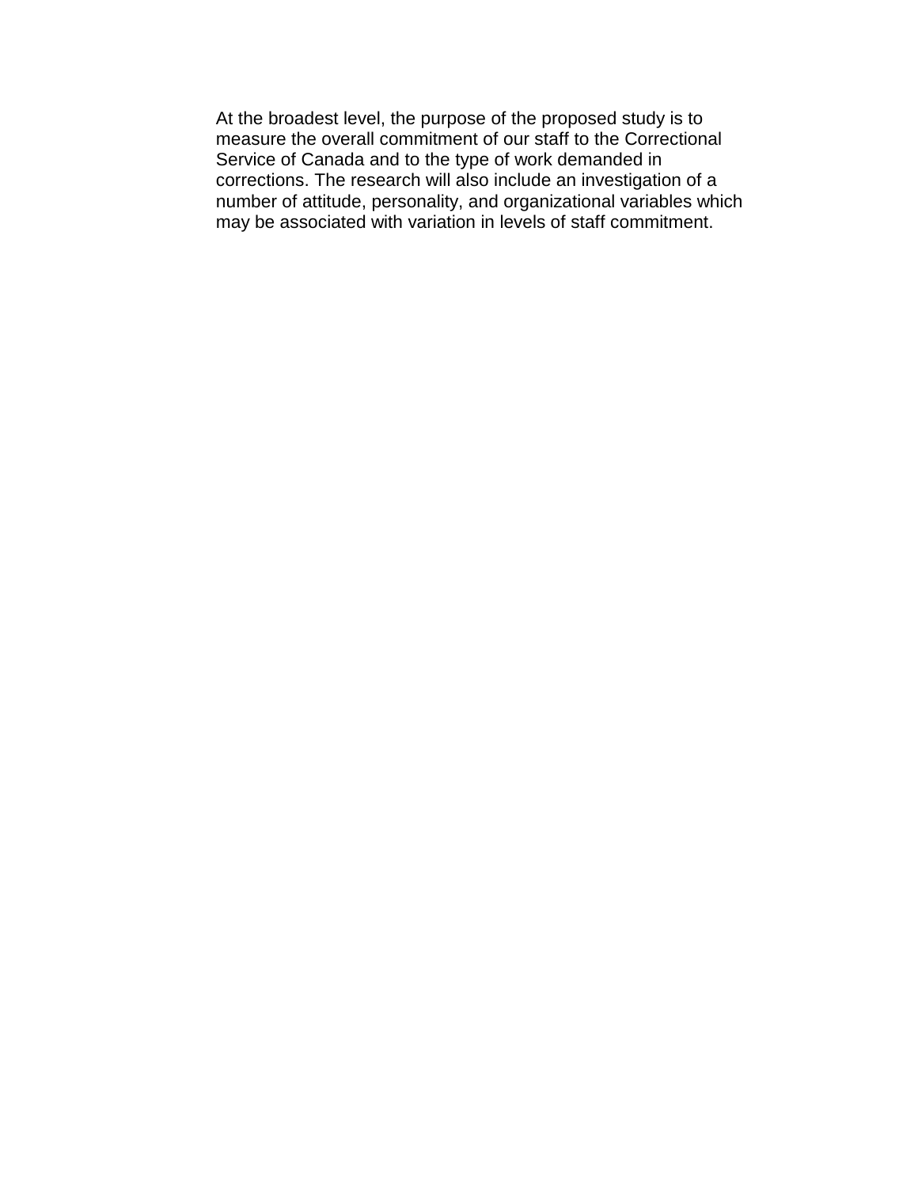At the broadest level, the purpose of the proposed study is to measure the overall commitment of our staff to the Correctional Service of Canada and to the type of work demanded in corrections. The research will also include an investigation of a number of attitude, personality, and organizational variables which may be associated with variation in levels of staff commitment.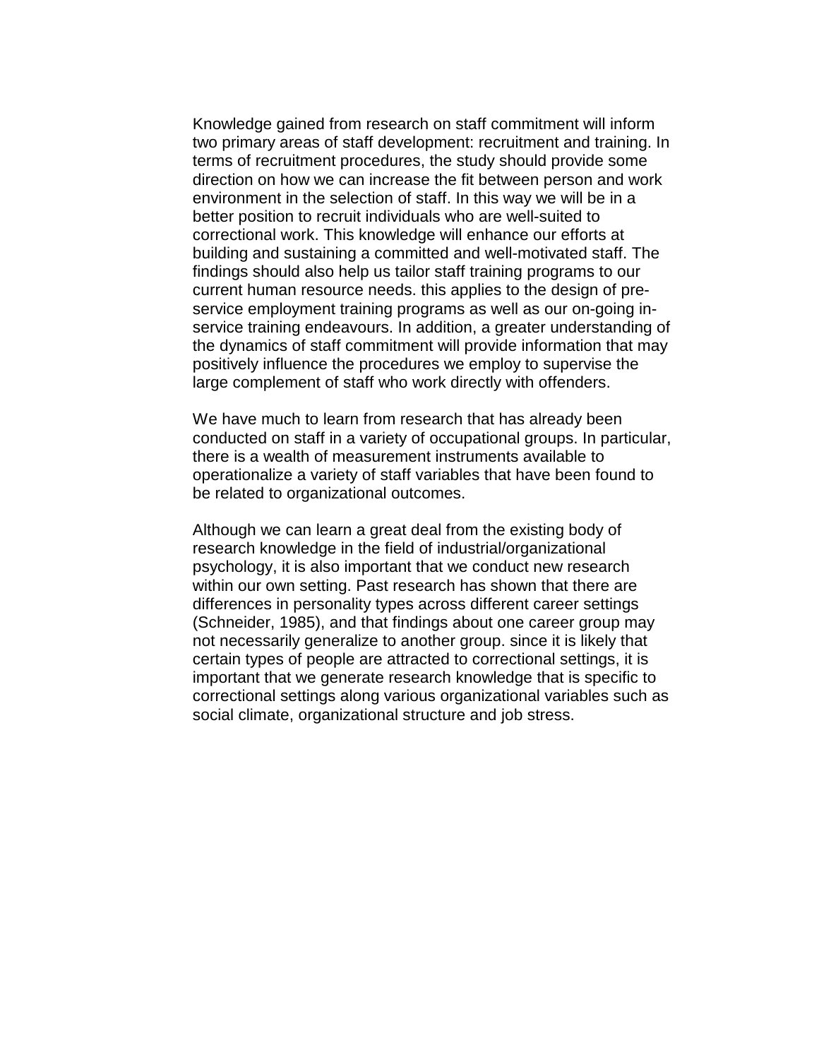Knowledge gained from research on staff commitment will inform two primary areas of staff development: recruitment and training. In terms of recruitment procedures, the study should provide some direction on how we can increase the fit between person and work environment in the selection of staff. In this way we will be in a better position to recruit individuals who are well-suited to correctional work. This knowledge will enhance our efforts at building and sustaining a committed and well-motivated staff. The findings should also help us tailor staff training programs to our current human resource needs. this applies to the design of pre-service employment training programs as well as our on-going in-service training endeavours. In addition, a greater understanding of the dynamics of staff commitment will provide information that may positively influence the procedures we employ to supervise the large complement of staff who work directly with offenders.

We have much to learn from research that has already been conducted on staff in a variety of occupational groups. In particular, there is a wealth of measurement instruments available to operationalize a variety of staff variables that have been found to be related to organizational outcomes.

Although we can learn a great deal from the existing body of research knowledge in the field of industrial/organizational psychology, it is also important that we conduct new research within our own setting. Past research has shown that there are differences in personality types across different career settings (Schneider, 1985), and that findings about one career group may not necessarily generalize to another group. since it is likely that certain types of people are attracted to correctional settings, it is important that we generate research knowledge that is specific to correctional settings along various organizational variables such as social climate, organizational structure and job stress.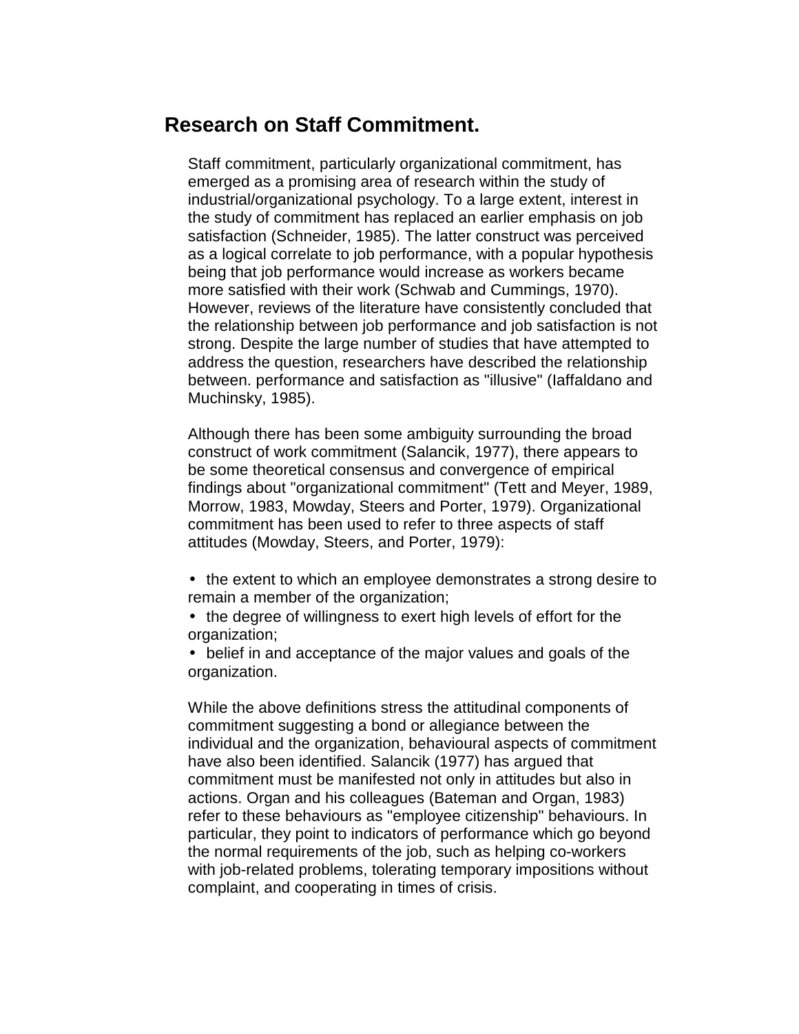## Research on Staff Commitment.

Staff commitment, particularly organizational commitment, has emerged as a promising area of research within the study of industrial/organizational psychology. To a large extent, interest in the study of commitment has replaced an earlier emphasis on job satisfaction (Schneider, 1985). The latter construct was perceived as a logical correlate to job performance, with a popular hypothesis being that job performance would increase as workers became more satisfied with their work (Schwab and Cummings, 1970). However, reviews of the literature have consistently concluded that the relationship between job performance and job satisfaction is not strong. Despite the large number of studies that have attempted to address the question, researchers have described the relationship between. performance and satisfaction as "illusive" (Iaffaldano and Muchinsky, 1985).

Although there has been some ambiguity surrounding the broad construct of work commitment (Salancik, 1977), there appears to be some theoretical consensus and convergence of empirical findings about "organizational commitment" (Tett and Meyer, 1989, Morrow, 1983, Mowday, Steers and Porter, 1979). Organizational commitment has been used to refer to three aspects of staff attitudes (Mowday, Steers, and Porter, 1979):

- the extent to which an employee demonstrates a strong desire to remain a member of the organization;
- the degree of willingness to exert high levels of effort for the organization;
- belief in and acceptance of the major values and goals of the organization.

While the above definitions stress the attitudinal components of commitment suggesting a bond or allegiance between the individual and the organization, behavioural aspects of commitment have also been identified. Salancik (1977) has argued that commitment must be manifested not only in attitudes but also in actions. Organ and his colleagues (Bateman and Organ, 1983) refer to these behaviours as "employee citizenship" behaviours. In particular, they point to indicators of performance which go beyond the normal requirements of the job, such as helping co-workers with job-related problems, tolerating temporary impositions without complaint, and cooperating in times of crisis.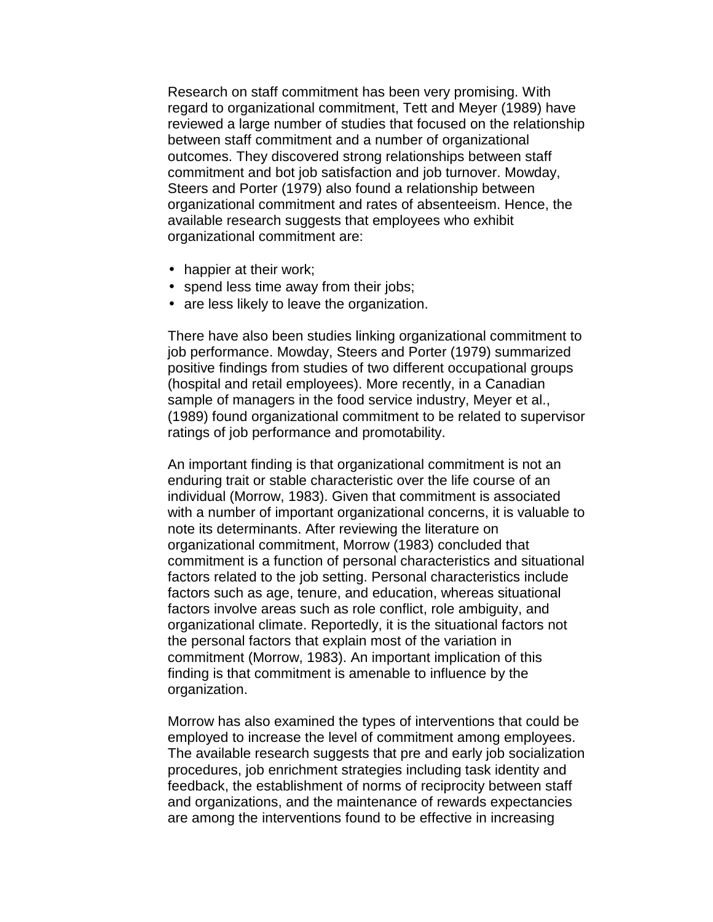Research on staff commitment has been very promising. With regard to organizational commitment, Tett and Meyer (1989) have reviewed a large number of studies that focused on the relationship between staff commitment and a number of organizational outcomes. They discovered strong relationships between staff commitment and bot job satisfaction and job turnover. Mowday, Steers and Porter (1979) also found a relationship between organizational commitment and rates of absenteeism. Hence, the available research suggests that employees who exhibit organizational commitment are:

- happier at their work;
- spend less time away from their jobs;
- are less likely to leave the organization.

There have also been studies linking organizational commitment to job performance. Mowday, Steers and Porter (1979) summarized positive findings from studies of two different occupational groups (hospital and retail employees). More recently, in a Canadian sample of managers in the food service industry, Meyer et al., (1989) found organizational commitment to be related to supervisor ratings of job performance and promotability.

An important finding is that organizational commitment is not an enduring trait or stable characteristic over the life course of an individual (Morrow, 1983). Given that commitment is associated with a number of important organizational concerns, it is valuable to note its determinants. After reviewing the literature on organizational commitment, Morrow (1983) concluded that commitment is a function of personal characteristics and situational factors related to the job setting. Personal characteristics include factors such as age, tenure, and education, whereas situational factors involve areas such as role conflict, role ambiguity, and organizational climate. Reportedly, it is the situational factors not the personal factors that explain most of the variation in commitment (Morrow, 1983). An important implication of this finding is that commitment is amenable to influence by the organization.

Morrow has also examined the types of interventions that could be employed to increase the level of commitment among employees. The available research suggests that pre and early job socialization procedures, job enrichment strategies including task identity and feedback, the establishment of norms of reciprocity between staff and organizations, and the maintenance of rewards expectancies are among the interventions found to be effective in increasing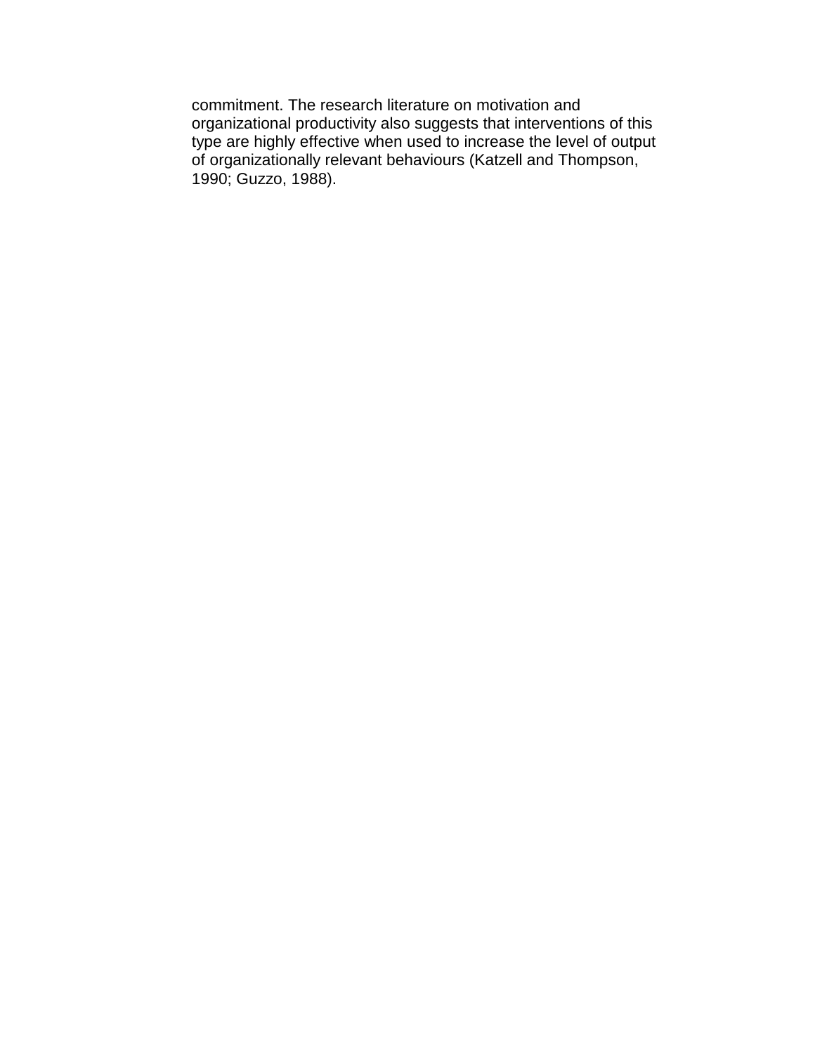commitment. The research literature on motivation and organizational productivity also suggests that interventions of this type are highly effective when used to increase the level of output of organizationally relevant behaviours (Katzell and Thompson, 1990; Guzzo, 1988).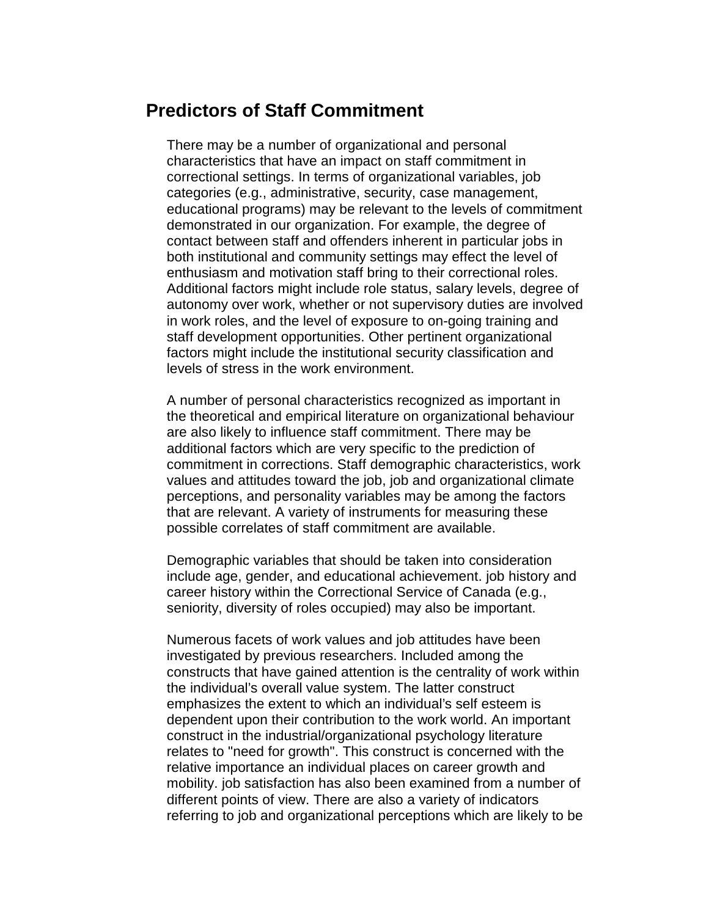## Predictors of Staff Commitment

There may be a number of organizational and personal characteristics that have an impact on staff commitment in correctional settings. In terms of organizational variables, job categories (e.g., administrative, security, case management, educational programs) may be relevant to the levels of commitment demonstrated in our organization. For example, the degree of contact between staff and offenders inherent in particular jobs in both institutional and community settings may effect the level of enthusiasm and motivation staff bring to their correctional roles. Additional factors might include role status, salary levels, degree of autonomy over work, whether or not supervisory duties are involved in work roles, and the level of exposure to on-going training and staff development opportunities. Other pertinent organizational factors might include the institutional security classification and levels of stress in the work environment.

A number of personal characteristics recognized as important in the theoretical and empirical literature on organizational behaviour are also likely to influence staff commitment. There may be additional factors which are very specific to the prediction of commitment in corrections. Staff demographic characteristics, work values and attitudes toward the job, job and organizational climate perceptions, and personality variables may be among the factors that are relevant. A variety of instruments for measuring these possible correlates of staff commitment are available.

Demographic variables that should be taken into consideration include age, gender, and educational achievement. job history and career history within the Correctional Service of Canada (e.g., seniority, diversity of roles occupied) may also be important.

Numerous facets of work values and job attitudes have been investigated by previous researchers. Included among the constructs that have gained attention is the centrality of work within the individual's overall value system. The latter construct emphasizes the extent to which an individual's self esteem is dependent upon their contribution to the work world. An important construct in the industrial/organizational psychology literature relates to "need for growth". This construct is concerned with the relative importance an individual places on career growth and mobility. job satisfaction has also been examined from a number of different points of view. There are also a variety of indicators referring to job and organizational perceptions which are likely to be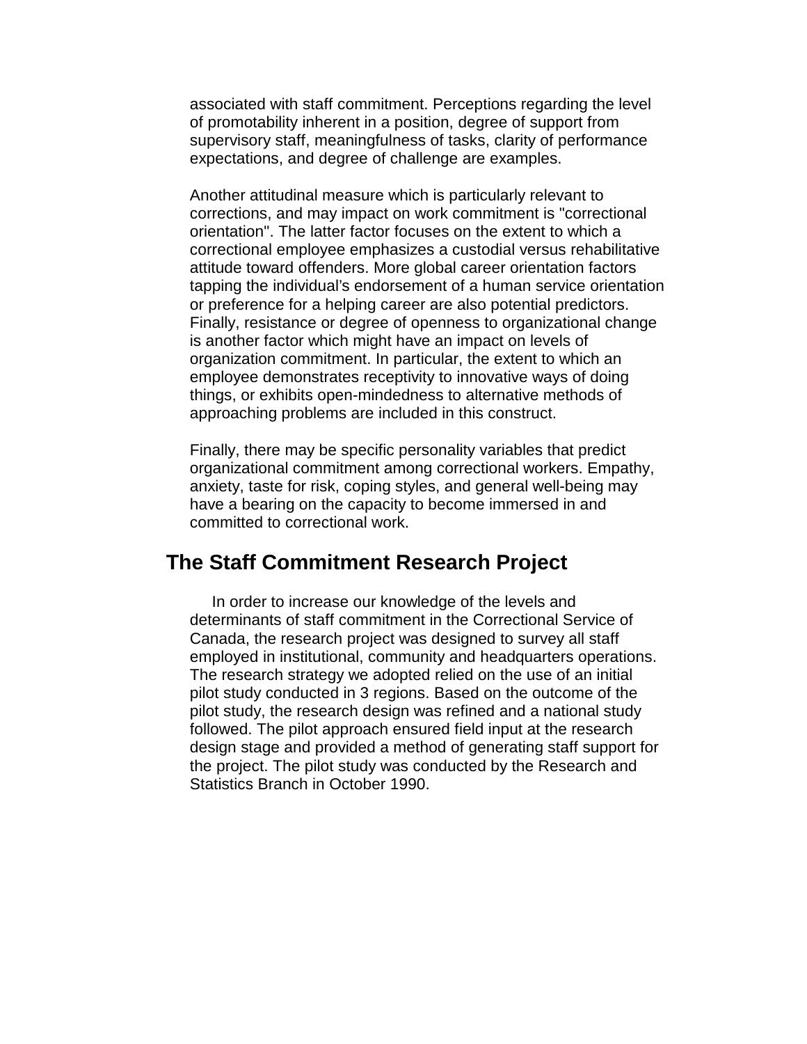associated with staff commitment. Perceptions regarding the level of promotability inherent in a position, degree of support from supervisory staff, meaningfulness of tasks, clarity of performance expectations, and degree of challenge are examples.

Another attitudinal measure which is particularly relevant to corrections, and may impact on work commitment is "correctional orientation". The latter factor focuses on the extent to which a correctional employee emphasizes a custodial versus rehabilitative attitude toward offenders. More global career orientation factors tapping the individual's endorsement of a human service orientation or preference for a helping career are also potential predictors. Finally, resistance or degree of openness to organizational change is another factor which might have an impact on levels of organization commitment. In particular, the extent to which an employee demonstrates receptivity to innovative ways of doing things, or exhibits open-mindedness to alternative methods of approaching problems are included in this construct.

Finally, there may be specific personality variables that predict organizational commitment among correctional workers. Empathy, anxiety, taste for risk, coping styles, and general well-being may have a bearing on the capacity to become immersed in and committed to correctional work.

## The Staff Commitment Research Project

In order to increase our knowledge of the levels and determinants of staff commitment in the Correctional Service of Canada, the research project was designed to survey all staff employed in institutional, community and headquarters operations. The research strategy we adopted relied on the use of an initial pilot study conducted in 3 regions. Based on the outcome of the pilot study, the research design was refined and a national study followed. The pilot approach ensured field input at the research design stage and provided a method of generating staff support for the project. The pilot study was conducted by the Research and Statistics Branch in October 1990.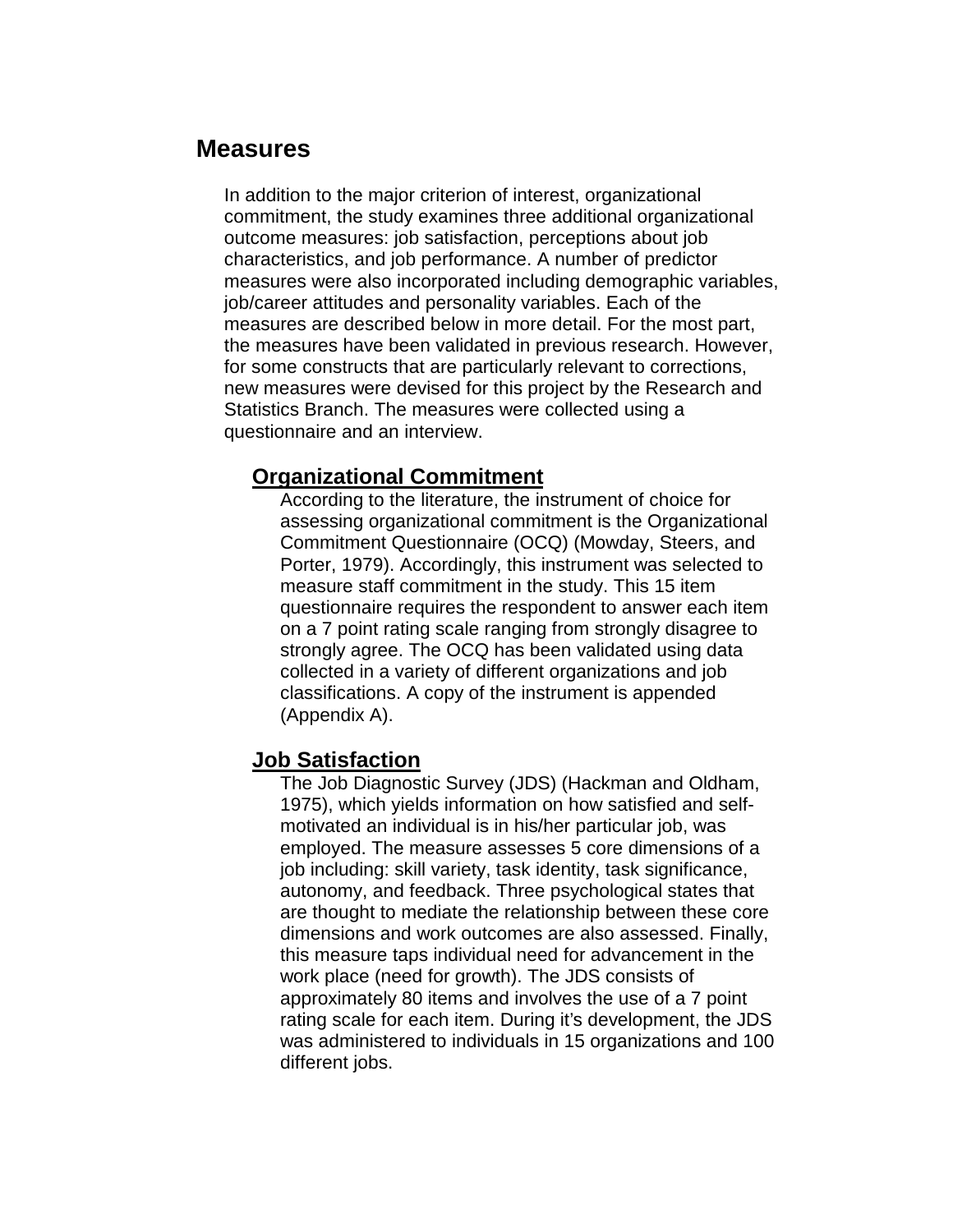## Measures

In addition to the major criterion of interest, organizational commitment, the study examines three additional organizational outcome measures: job satisfaction, perceptions about job characteristics, and job performance. A number of predictor measures were also incorporated including demographic variables, job/career attitudes and personality variables. Each of the measures are described below in more detail. For the most part, the measures have been validated in previous research. However, for some constructs that are particularly relevant to corrections, new measures were devised for this project by the Research and Statistics Branch. The measures were collected using a questionnaire and an interview.

### Organizational Commitment

According to the literature, the instrument of choice for assessing organizational commitment is the Organizational Commitment Questionnaire (OCQ) (Mowday, Steers, and Porter, 1979). Accordingly, this instrument was selected to measure staff commitment in the study. This 15 item questionnaire requires the respondent to answer each item on a 7 point rating scale ranging from strongly disagree to strongly agree. The OCQ has been validated using data collected in a variety of different organizations and job classifications. A copy of the instrument is appended (Appendix A).

### Job Satisfaction

The Job Diagnostic Survey (JDS) (Hackman and Oldham, 1975), which yields information on how satisfied and self-motivated an individual is in his/her particular job, was employed. The measure assesses 5 core dimensions of a job including: skill variety, task identity, task significance, autonomy, and feedback. Three psychological states that are thought to mediate the relationship between these core dimensions and work outcomes are also assessed. Finally, this measure taps individual need for advancement in the work place (need for growth). The JDS consists of approximately 80 items and involves the use of a 7 point rating scale for each item. During it's development, the JDS was administered to individuals in 15 organizations and 100 different jobs.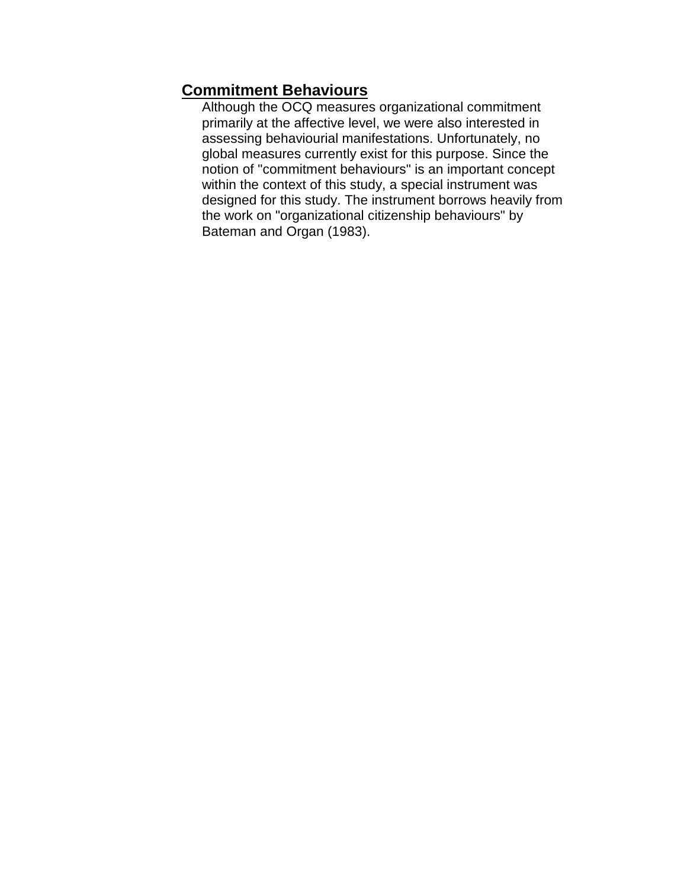## Commitment Behaviours

Although the OCQ measures organizational commitment primarily at the affective level, we were also interested in assessing behaviourial manifestations. Unfortunately, no global measures currently exist for this purpose. Since the notion of "commitment behaviours" is an important concept within the context of this study, a special instrument was designed for this study. The instrument borrows heavily from the work on "organizational citizenship behaviours" by Bateman and Organ (1983).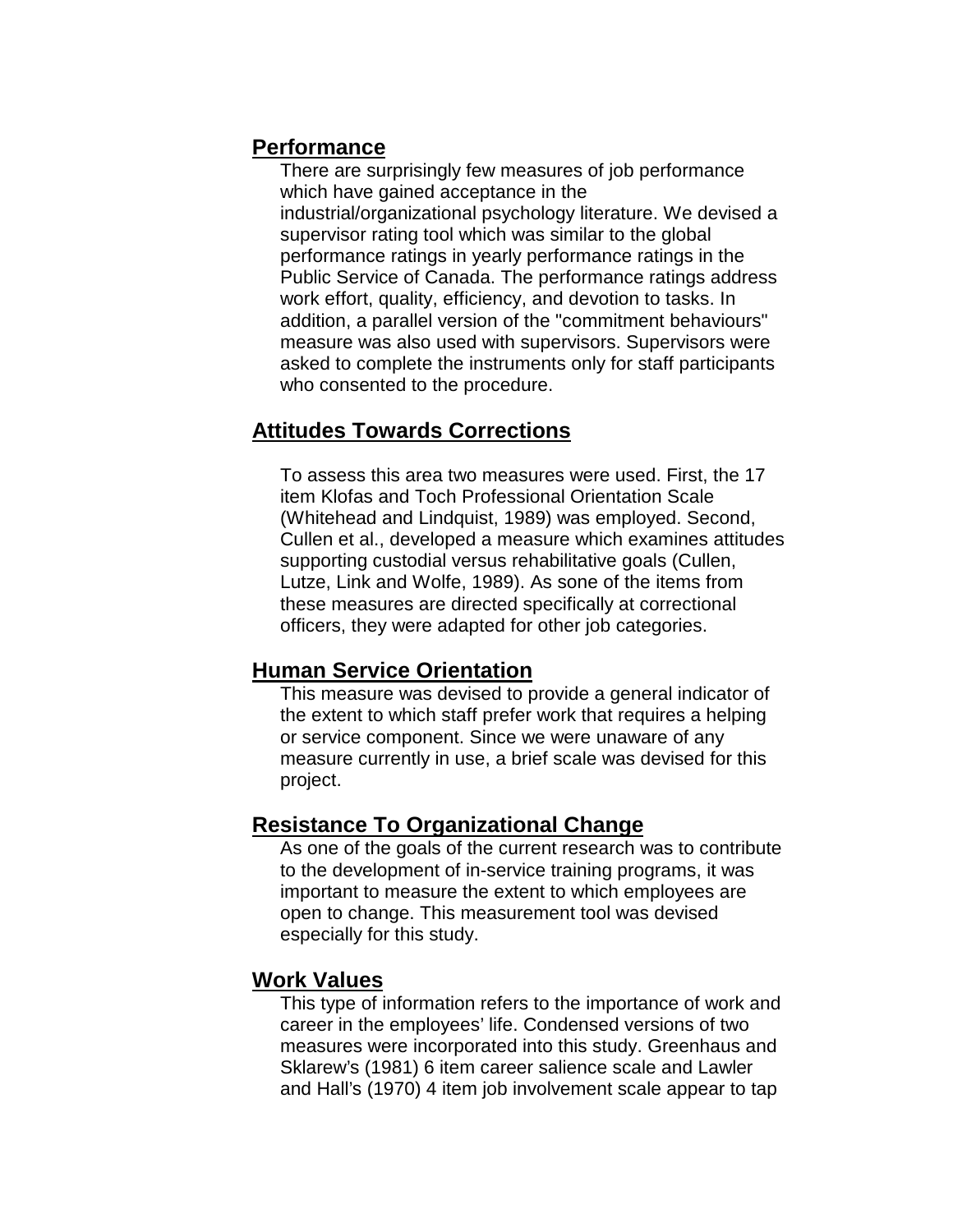## Performance

There are surprisingly few measures of job performance which have gained acceptance in the industrial/organizational psychology literature. We devised a supervisor rating tool which was similar to the global performance ratings in yearly performance ratings in the Public Service of Canada. The performance ratings address work effort, quality, efficiency, and devotion to tasks. In addition, a parallel version of the "commitment behaviours" measure was also used with supervisors. Supervisors were asked to complete the instruments only for staff participants who consented to the procedure.

## Attitudes Towards Corrections

To assess this area two measures were used. First, the 17 item Klofas and Toch Professional Orientation Scale (Whitehead and Lindquist, 1989) was employed. Second, Cullen et al., developed a measure which examines attitudes supporting custodial versus rehabilitative goals (Cullen, Lutze, Link and Wolfe, 1989). As sone of the items from these measures are directed specifically at correctional officers, they were adapted for other job categories.

## Human Service Orientation

This measure was devised to provide a general indicator of the extent to which staff prefer work that requires a helping or service component. Since we were unaware of any measure currently in use, a brief scale was devised for this project.

## Resistance To Organizational Change

As one of the goals of the current research was to contribute to the development of in-service training programs, it was important to measure the extent to which employees are open to change. This measurement tool was devised especially for this study.

## Work Values

This type of information refers to the importance of work and career in the employees' life. Condensed versions of two measures were incorporated into this study. Greenhaus and Sklarew's (1981) 6 item career salience scale and Lawler and Hall's (1970) 4 item job involvement scale appear to tap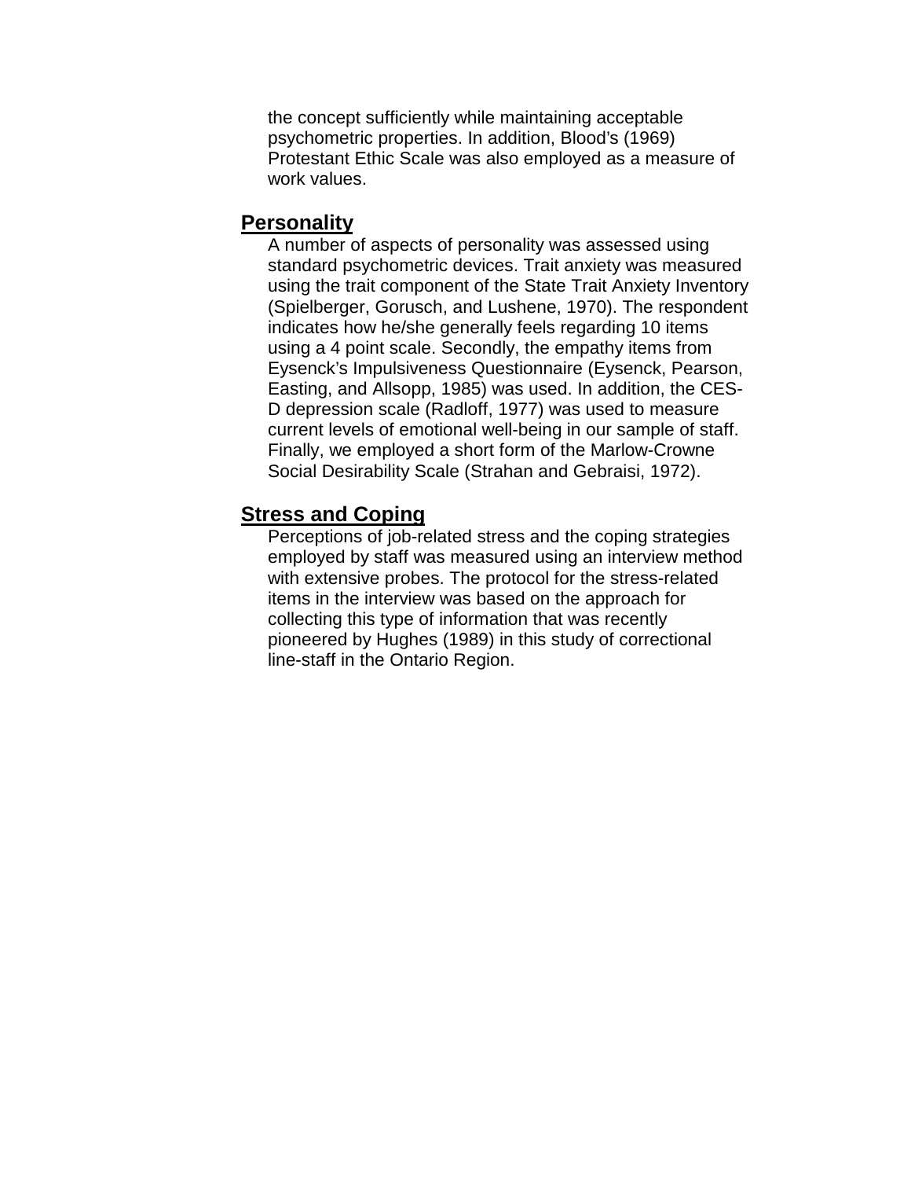the concept sufficiently while maintaining acceptable psychometric properties. In addition, Blood's (1969) Protestant Ethic Scale was also employed as a measure of work values.

## Personality

A number of aspects of personality was assessed using standard psychometric devices. Trait anxiety was measured using the trait component of the State Trait Anxiety Inventory (Spielberger, Gorusch, and Lushene, 1970). The respondent indicates how he/she generally feels regarding 10 items using a 4 point scale. Secondly, the empathy items from Eysenck's Impulsiveness Questionnaire (Eysenck, Pearson, Easting, and Allsopp, 1985) was used. In addition, the CES-D depression scale (Radloff, 1977) was used to measure current levels of emotional well-being in our sample of staff. Finally, we employed a short form of the Marlow-Crowne Social Desirability Scale (Strahan and Gebraisi, 1972).

## Stress and Coping

Perceptions of job-related stress and the coping strategies employed by staff was measured using an interview method with extensive probes. The protocol for the stress-related items in the interview was based on the approach for collecting this type of information that was recently pioneered by Hughes (1989) in this study of correctional line-staff in the Ontario Region.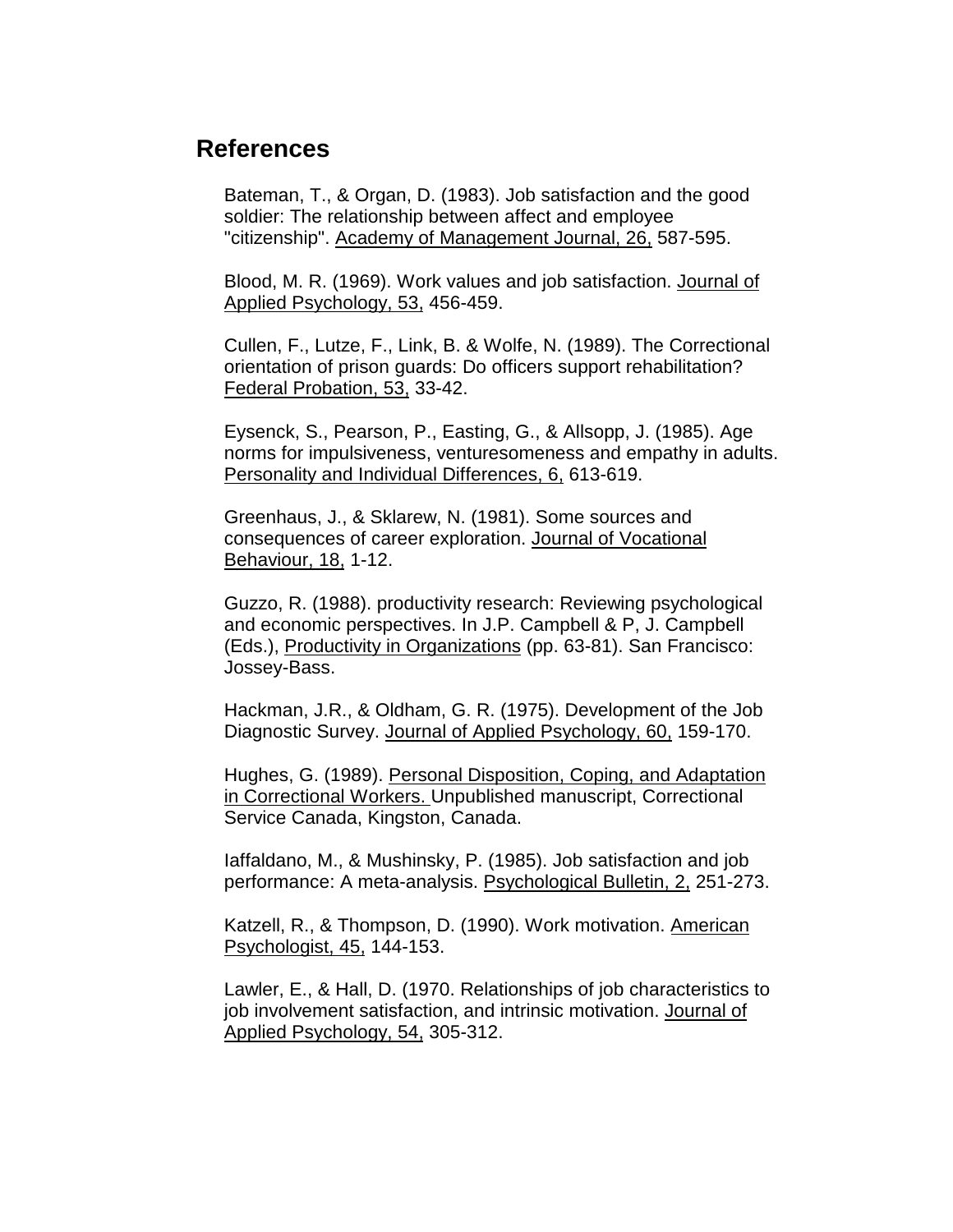## References

Bateman, T., & Organ, D. (1983). Job satisfaction and the good soldier: The relationship between affect and employee "citizenship". Academy of Management Journal, 26, 587-595.

Blood, M. R. (1969). Work values and job satisfaction. Journal of Applied Psychology, 53, 456-459.

Cullen, F., Lutze, F., Link, B. & Wolfe, N. (1989). The Correctional orientation of prison guards: Do officers support rehabilitation? Federal Probation, 53, 33-42.

Eysenck, S., Pearson, P., Easting, G., & Allsopp, J. (1985). Age norms for impulsiveness, venturesomeness and empathy in adults. Personality and Individual Differences, 6, 613-619.

Greenhaus, J., & Sklarew, N. (1981). Some sources and consequences of career exploration. Journal of Vocational Behaviour, 18, 1-12.

Guzzo, R. (1988). productivity research: Reviewing psychological and economic perspectives. In J.P. Campbell & P, J. Campbell (Eds.), Productivity in Organizations (pp. 63-81). San Francisco: Jossey-Bass.

Hackman, J.R., & Oldham, G. R. (1975). Development of the Job Diagnostic Survey. Journal of Applied Psychology, 60, 159-170.

Hughes, G. (1989). Personal Disposition, Coping, and Adaptation in Correctional Workers. Unpublished manuscript, Correctional Service Canada, Kingston, Canada.

Iaffaldano, M., & Mushinsky, P. (1985). Job satisfaction and job performance: A meta-analysis. Psychological Bulletin, 2, 251-273.

Katzell, R., & Thompson, D. (1990). Work motivation. American Psychologist, 45, 144-153.

Lawler, E., & Hall, D. (1970. Relationships of job characteristics to job involvement satisfaction, and intrinsic motivation. Journal of Applied Psychology, 54, 305-312.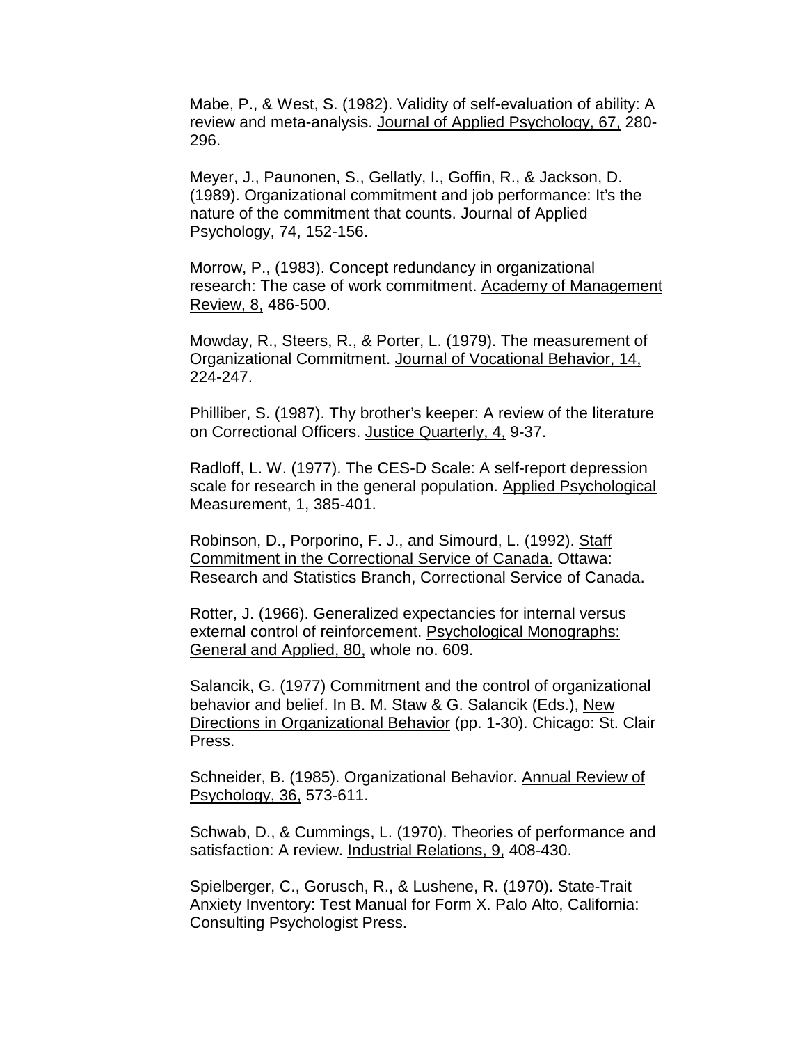Mabe, P., & West, S. (1982). Validity of self-evaluation of ability: A review and meta-analysis. Journal of Applied Psychology, 67, 280-296.

Meyer, J., Paunonen, S., Gellatly, I., Goffin, R., & Jackson, D. (1989). Organizational commitment and job performance: It's the nature of the commitment that counts. Journal of Applied Psychology, 74, 152-156.

Morrow, P., (1983). Concept redundancy in organizational research: The case of work commitment. Academy of Management Review, 8, 486-500.

Mowday, R., Steers, R., & Porter, L. (1979). The measurement of Organizational Commitment. Journal of Vocational Behavior, 14, 224-247.

Philliber, S. (1987). Thy brother's keeper: A review of the literature on Correctional Officers. Justice Quarterly, 4, 9-37.

Radloff, L. W. (1977). The CES-D Scale: A self-report depression scale for research in the general population. Applied Psychological Measurement, 1, 385-401.

Robinson, D., Porporino, F. J., and Simourd, L. (1992). Staff Commitment in the Correctional Service of Canada. Ottawa: Research and Statistics Branch, Correctional Service of Canada.

Rotter, J. (1966). Generalized expectancies for internal versus external control of reinforcement. Psychological Monographs: General and Applied, 80, whole no. 609.

Salancik, G. (1977) Commitment and the control of organizational behavior and belief. In B. M. Staw & G. Salancik (Eds.), New Directions in Organizational Behavior (pp. 1-30). Chicago: St. Clair Press.

Schneider, B. (1985). Organizational Behavior. Annual Review of Psychology, 36, 573-611.

Schwab, D., & Cummings, L. (1970). Theories of performance and satisfaction: A review. Industrial Relations, 9, 408-430.

Spielberger, C., Gorusch, R., & Lushene, R. (1970). State-Trait Anxiety Inventory: Test Manual for Form X. Palo Alto, California: Consulting Psychologist Press.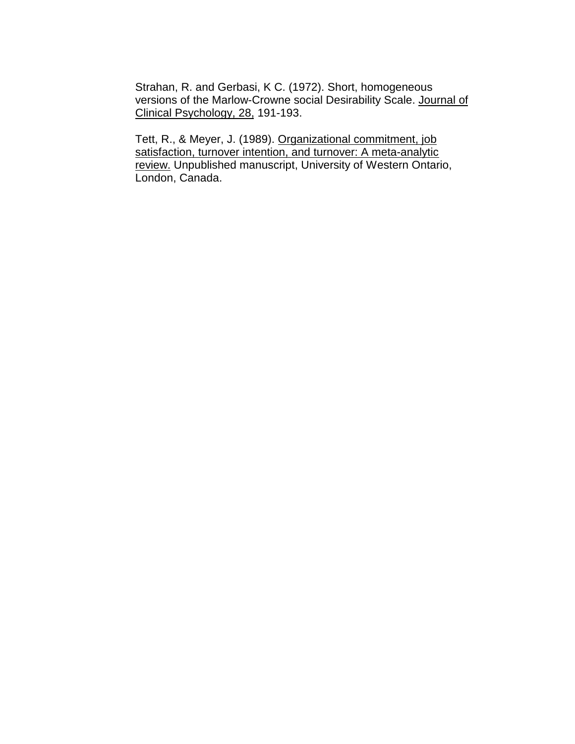Strahan, R. and Gerbasi, K C. (1972). Short, homogeneous versions of the Marlow-Crowne social Desirability Scale. Journal of Clinical Psychology, 28, 191-193.

Tett, R., & Meyer, J. (1989). Organizational commitment, job satisfaction, turnover intention, and turnover: A meta-analytic review. Unpublished manuscript, University of Western Ontario, London, Canada.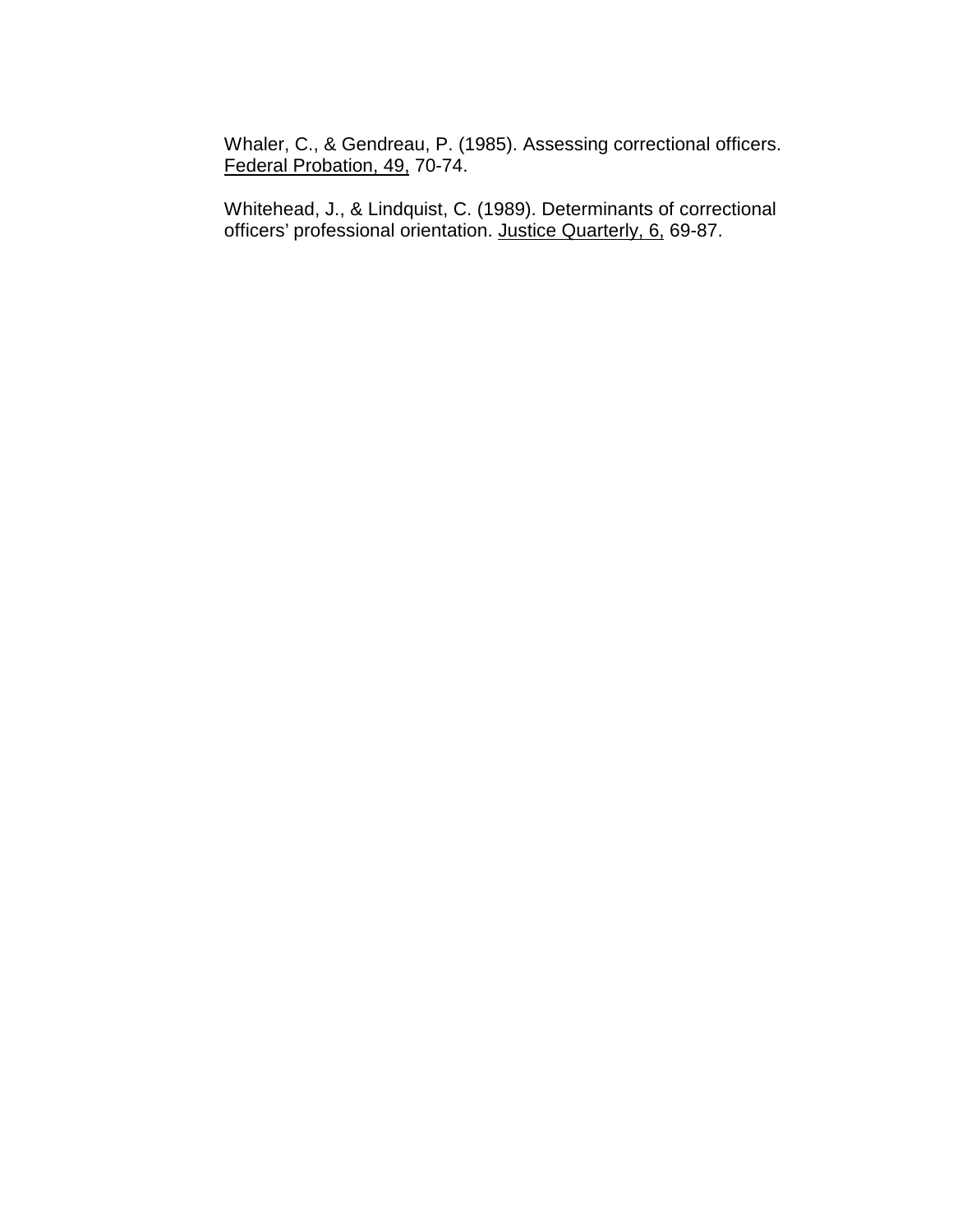Whaler, C., & Gendreau, P. (1985). Assessing correctional officers. Federal Probation, 49, 70-74.

Whitehead, J., & Lindquist, C. (1989). Determinants of correctional officers' professional orientation. Justice Quarterly, 6, 69-87.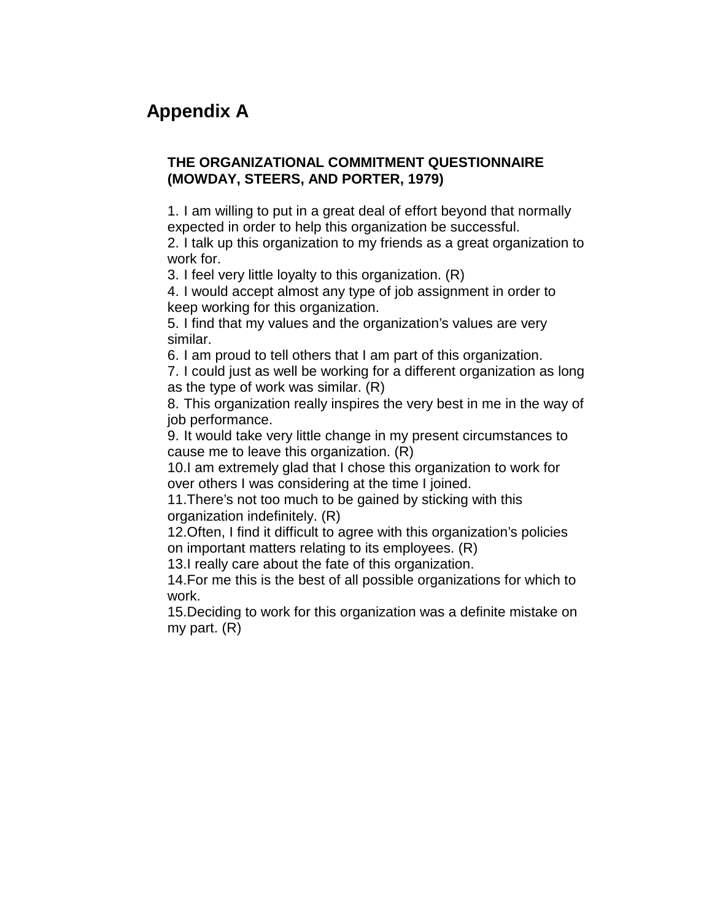# Appendix A

**THE ORGANIZATIONAL COMMITMENT QUESTIONNAIRE (MOWDAY, STEERS, AND PORTER, 1979)**

1. I am willing to put in a great deal of effort beyond that normally expected in order to help this organization be successful.
2. I talk up this organization to my friends as a great organization to work for.
3. I feel very little loyalty to this organization. (R)
4. I would accept almost any type of job assignment in order to keep working for this organization.
5. I find that my values and the organization's values are very similar.
6. I am proud to tell others that I am part of this organization.
7. I could just as well be working for a different organization as long as the type of work was similar. (R)
8. This organization really inspires the very best in me in the way of job performance.
9. It would take very little change in my present circumstances to cause me to leave this organization. (R)
10. I am extremely glad that I chose this organization to work for over others I was considering at the time I joined.
11. There's not too much to be gained by sticking with this organization indefinitely. (R)
12. Often, I find it difficult to agree with this organization's policies on important matters relating to its employees. (R)
13. I really care about the fate of this organization.
14. For me this is the best of all possible organizations for which to work.
15. Deciding to work for this organization was a definite mistake on my part. (R)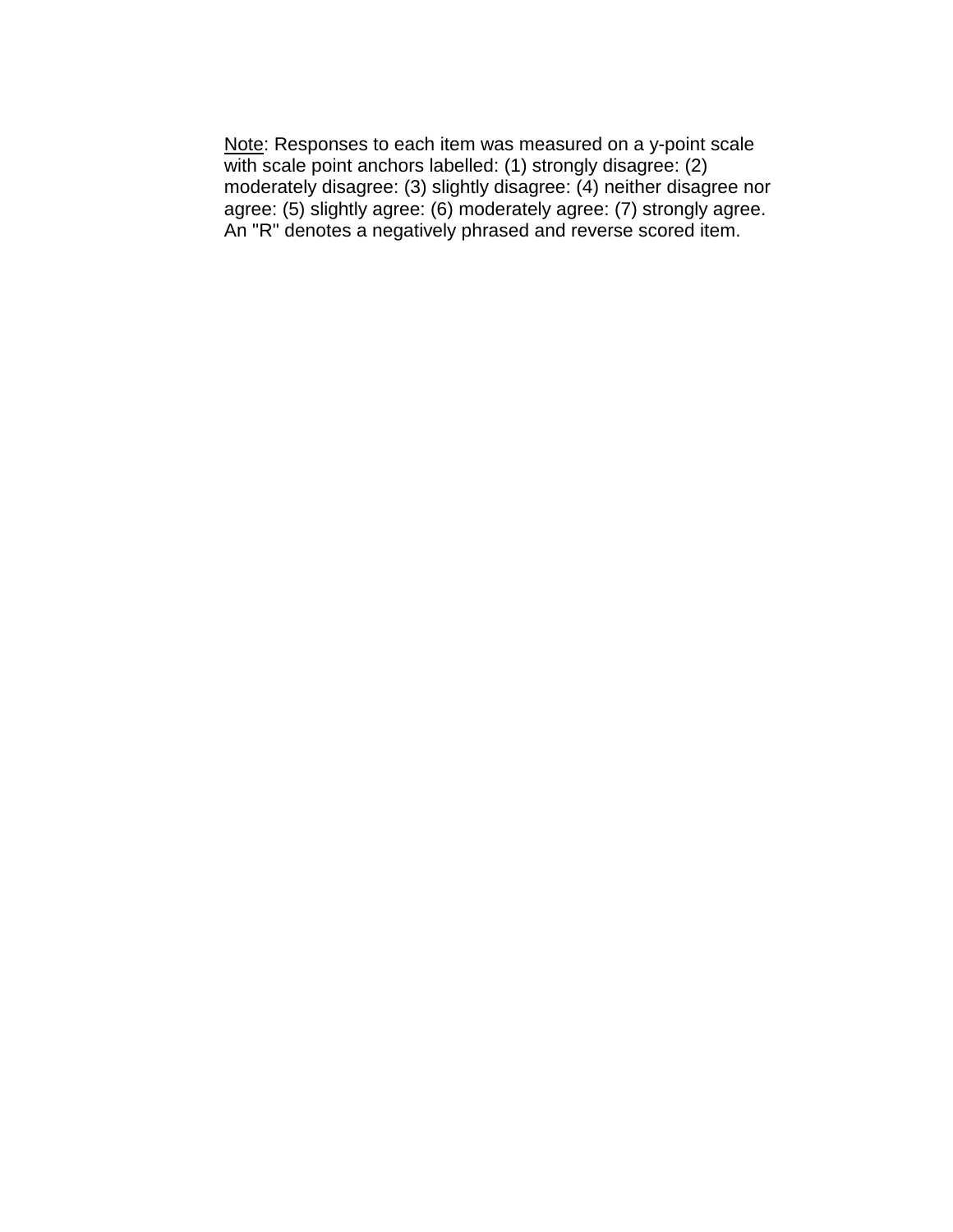<u>Note</u>: Responses to each item was measured on a y-point scale with scale point anchors labelled: (1) strongly disagree: (2) moderately disagree: (3) slightly disagree: (4) neither disagree nor agree: (5) slightly agree: (6) moderately agree: (7) strongly agree. An "R" denotes a negatively phrased and reverse scored item.